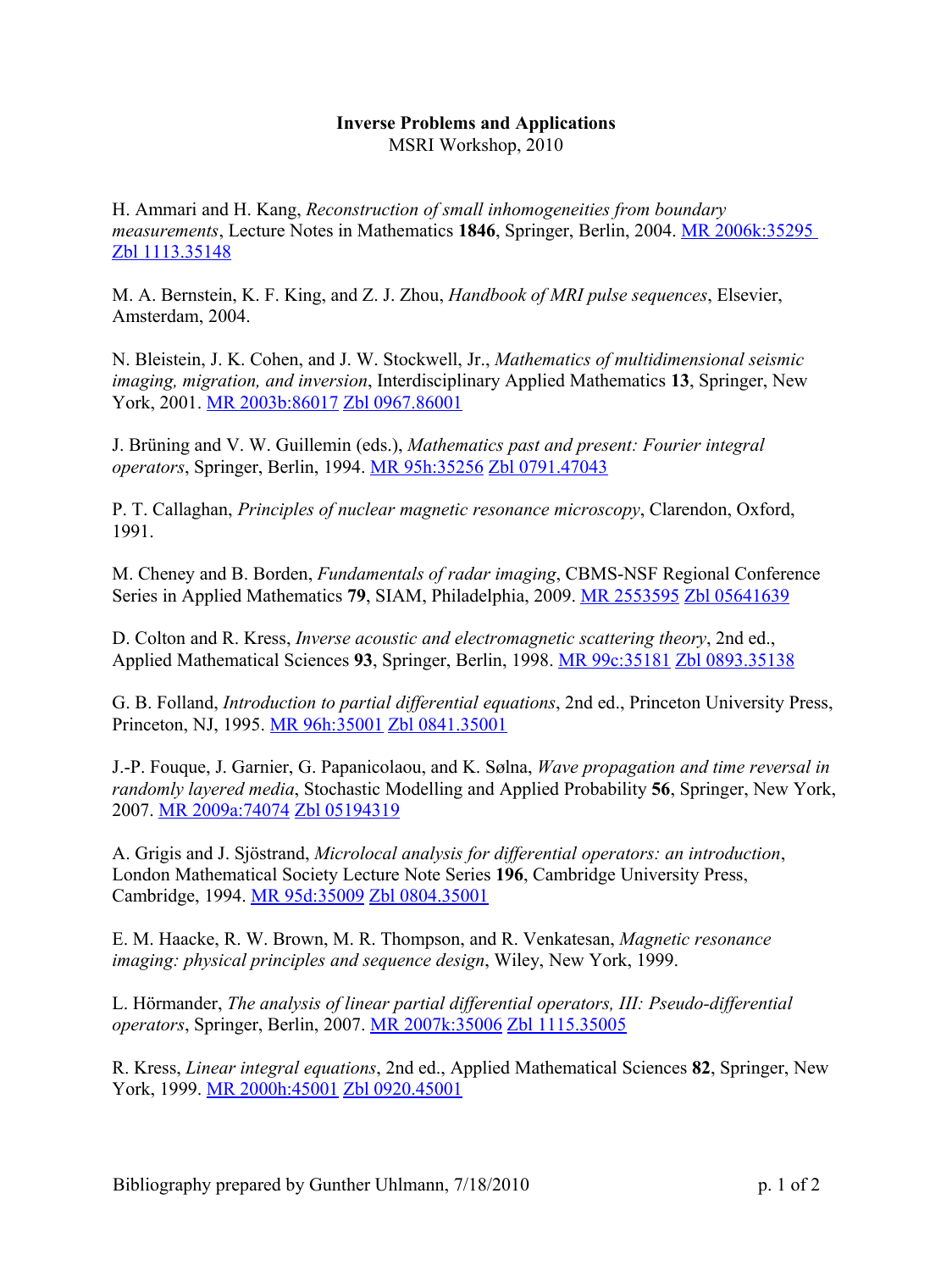**Inverse Problems and Applications**
MSRI Workshop, 2010

H. Ammari and H. Kang, *Reconstruction of small inhomogeneities from boundary measurements*, Lecture Notes in Mathematics **1846**, Springer, Berlin, 2004. MR 2006k:35295 Zbl 1113.35148

M. A. Bernstein, K. F. King, and Z. J. Zhou, *Handbook of MRI pulse sequences*, Elsevier, Amsterdam, 2004.

N. Bleistein, J. K. Cohen, and J. W. Stockwell, Jr., *Mathematics of multidimensional seismic imaging, migration, and inversion*, Interdisciplinary Applied Mathematics **13**, Springer, New York, 2001. MR 2003b:86017 Zbl 0967.86001

J. Brüning and V. W. Guillemin (eds.), *Mathematics past and present: Fourier integral operators*, Springer, Berlin, 1994. MR 95h:35256 Zbl 0791.47043

P. T. Callaghan, *Principles of nuclear magnetic resonance microscopy*, Clarendon, Oxford, 1991.

M. Cheney and B. Borden, *Fundamentals of radar imaging*, CBMS-NSF Regional Conference Series in Applied Mathematics **79**, SIAM, Philadelphia, 2009. MR 2553595 Zbl 05641639

D. Colton and R. Kress, *Inverse acoustic and electromagnetic scattering theory*, 2nd ed., Applied Mathematical Sciences **93**, Springer, Berlin, 1998. MR 99c:35181 Zbl 0893.35138

G. B. Folland, *Introduction to partial differential equations*, 2nd ed., Princeton University Press, Princeton, NJ, 1995. MR 96h:35001 Zbl 0841.35001

J.-P. Fouque, J. Garnier, G. Papanicolaou, and K. Sølna, *Wave propagation and time reversal in randomly layered media*, Stochastic Modelling and Applied Probability **56**, Springer, New York, 2007. MR 2009a:74074 Zbl 05194319

A. Grigis and J. Sjöstrand, *Microlocal analysis for differential operators: an introduction*, London Mathematical Society Lecture Note Series **196**, Cambridge University Press, Cambridge, 1994. MR 95d:35009 Zbl 0804.35001

E. M. Haacke, R. W. Brown, M. R. Thompson, and R. Venkatesan, *Magnetic resonance imaging: physical principles and sequence design*, Wiley, New York, 1999.

L. Hörmander, *The analysis of linear partial differential operators, III: Pseudo-differential operators*, Springer, Berlin, 2007. MR 2007k:35006 Zbl 1115.35005

R. Kress, *Linear integral equations*, 2nd ed., Applied Mathematical Sciences **82**, Springer, New York, 1999. MR 2000h:45001 Zbl 0920.45001

Bibliography prepared by Gunther Uhlmann, 7/18/2010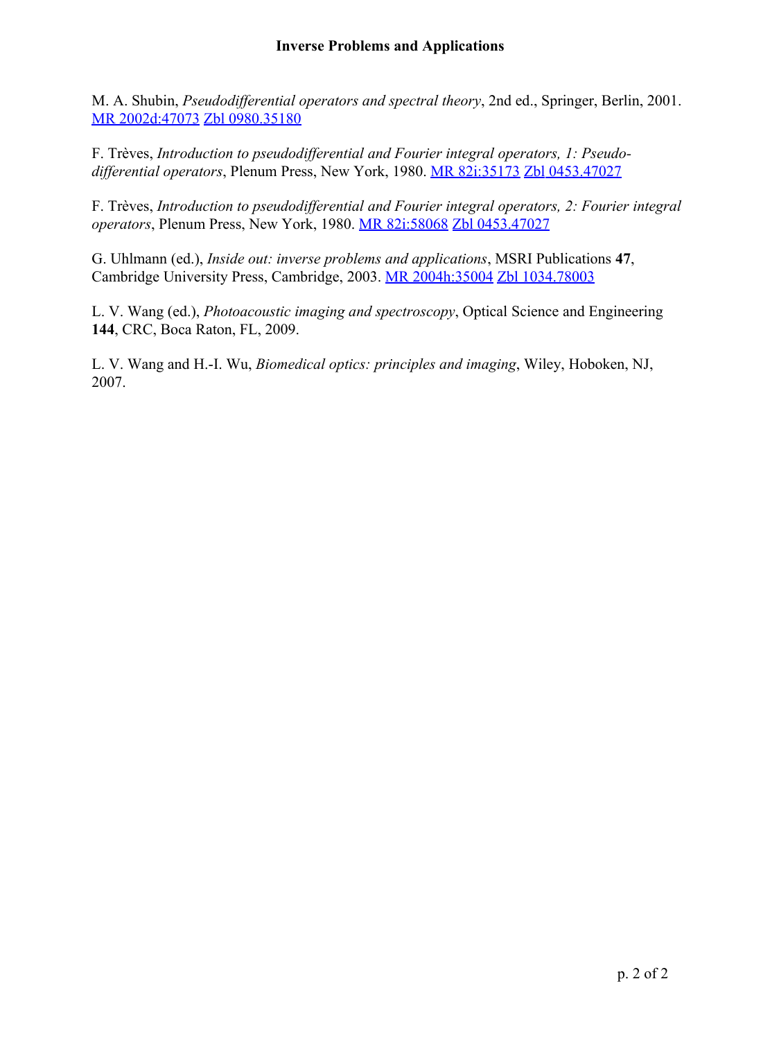M. A. Shubin, *Pseudodifferential operators and spectral theory*, 2nd ed., Springer, Berlin, 2001. MR 2002d:47073 Zbl 0980.35180

F. Trèves, *Introduction to pseudodifferential and Fourier integral operators, 1: Pseudo-differential operators*, Plenum Press, New York, 1980. MR 82i:35173 Zbl 0453.47027

F. Trèves, *Introduction to pseudodifferential and Fourier integral operators, 2: Fourier integral operators*, Plenum Press, New York, 1980. MR 82i:58068 Zbl 0453.47027

G. Uhlmann (ed.), *Inside out: inverse problems and applications*, MSRI Publications **47**, Cambridge University Press, Cambridge, 2003. MR 2004h:35004 Zbl 1034.78003

L. V. Wang (ed.), *Photoacoustic imaging and spectroscopy*, Optical Science and Engineering **144**, CRC, Boca Raton, FL, 2009.

L. V. Wang and H.-I. Wu, *Biomedical optics: principles and imaging*, Wiley, Hoboken, NJ, 2007.